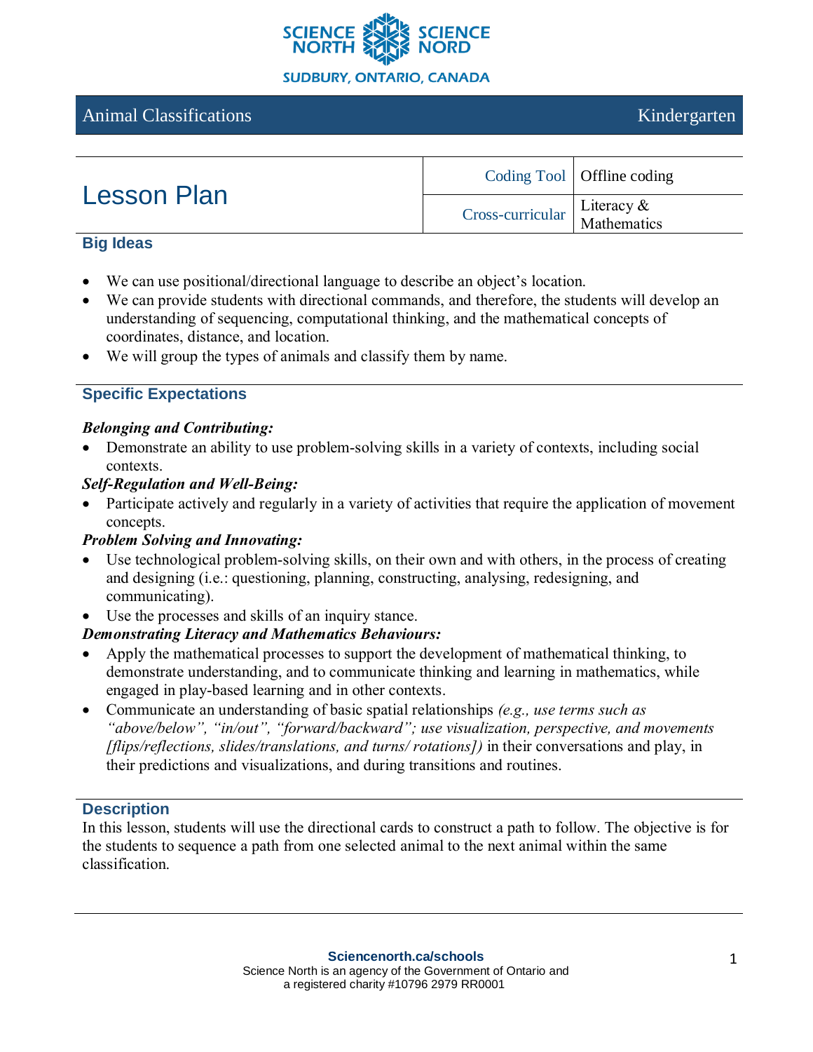SCIENCE NORTH | SCIENCE NORD
SUDBURY, ONTARIO, CANADA

Animal Classifications — Kindergarten

# Lesson Plan

| | |
|---|---|
| Coding Tool | Offline coding |
| Cross-curricular | Literacy & Mathematics |

## Big Ideas

- We can use positional/directional language to describe an object's location.
- We can provide students with directional commands, and therefore, the students will develop an understanding of sequencing, computational thinking, and the mathematical concepts of coordinates, distance, and location.
- We will group the types of animals and classify them by name.

## Specific Expectations

***Belonging and Contributing:***

- Demonstrate an ability to use problem-solving skills in a variety of contexts, including social contexts.

***Self-Regulation and Well-Being:***

- Participate actively and regularly in a variety of activities that require the application of movement concepts.

***Problem Solving and Innovating:***

- Use technological problem-solving skills, on their own and with others, in the process of creating and designing (i.e.: questioning, planning, constructing, analysing, redesigning, and communicating).
- Use the processes and skills of an inquiry stance.

***Demonstrating Literacy and Mathematics Behaviours:***

- Apply the mathematical processes to support the development of mathematical thinking, to demonstrate understanding, and to communicate thinking and learning in mathematics, while engaged in play-based learning and in other contexts.
- Communicate an understanding of basic spatial relationships *(e.g., use terms such as "above/below", "in/out", "forward/backward"; use visualization, perspective, and movements [flips/reflections, slides/translations, and turns/ rotations])* in their conversations and play, in their predictions and visualizations, and during transitions and routines.

## Description

In this lesson, students will use the directional cards to construct a path to follow. The objective is for the students to sequence a path from one selected animal to the next animal within the same classification.

**Sciencenorth.ca/schools**
Science North is an agency of the Government of Ontario and a registered charity #10796 2979 RR0001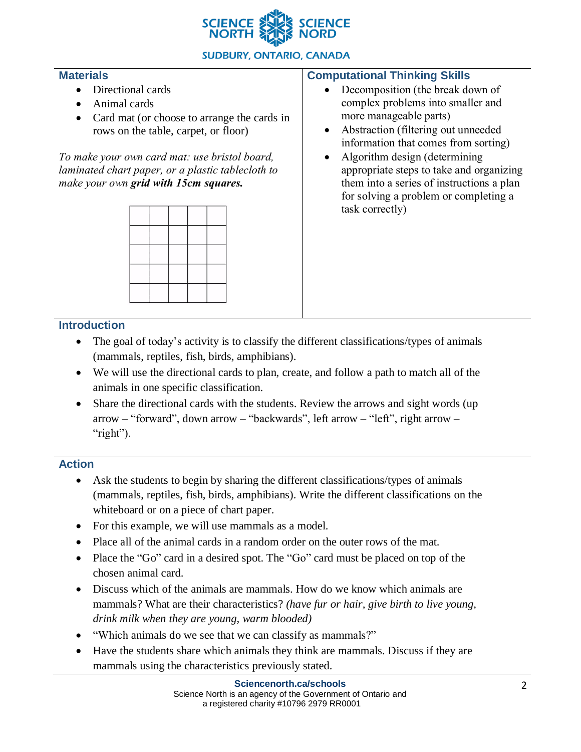## Materials

- Directional cards
- Animal cards
- Card mat (or choose to arrange the cards in rows on the table, carpet, or floor)

*To make your own card mat: use bristol board, laminated chart paper, or a plastic tablecloth to make your own* ***grid with 15cm squares.***

| | | | | |
|---|---|---|---|---|
| | | | | |
| | | | | |
| | | | | |
| | | | | |

## Computational Thinking Skills

- Decomposition (the break down of complex problems into smaller and more manageable parts)
- Abstraction (filtering out unneeded information that comes from sorting)
- Algorithm design (determining appropriate steps to take and organizing them into a series of instructions a plan for solving a problem or completing a task correctly)

## Introduction

- The goal of today's activity is to classify the different classifications/types of animals (mammals, reptiles, fish, birds, amphibians).
- We will use the directional cards to plan, create, and follow a path to match all of the animals in one specific classification.
- Share the directional cards with the students. Review the arrows and sight words (up arrow – "forward", down arrow – "backwards", left arrow – "left", right arrow – "right").

## Action

- Ask the students to begin by sharing the different classifications/types of animals (mammals, reptiles, fish, birds, amphibians). Write the different classifications on the whiteboard or on a piece of chart paper.
- For this example, we will use mammals as a model.
- Place all of the animal cards in a random order on the outer rows of the mat.
- Place the "Go" card in a desired spot. The "Go" card must be placed on top of the chosen animal card.
- Discuss which of the animals are mammals. How do we know which animals are mammals? What are their characteristics? *(have fur or hair, give birth to live young, drink milk when they are young, warm blooded)*
- "Which animals do we see that we can classify as mammals?"
- Have the students share which animals they think are mammals. Discuss if they are mammals using the characteristics previously stated.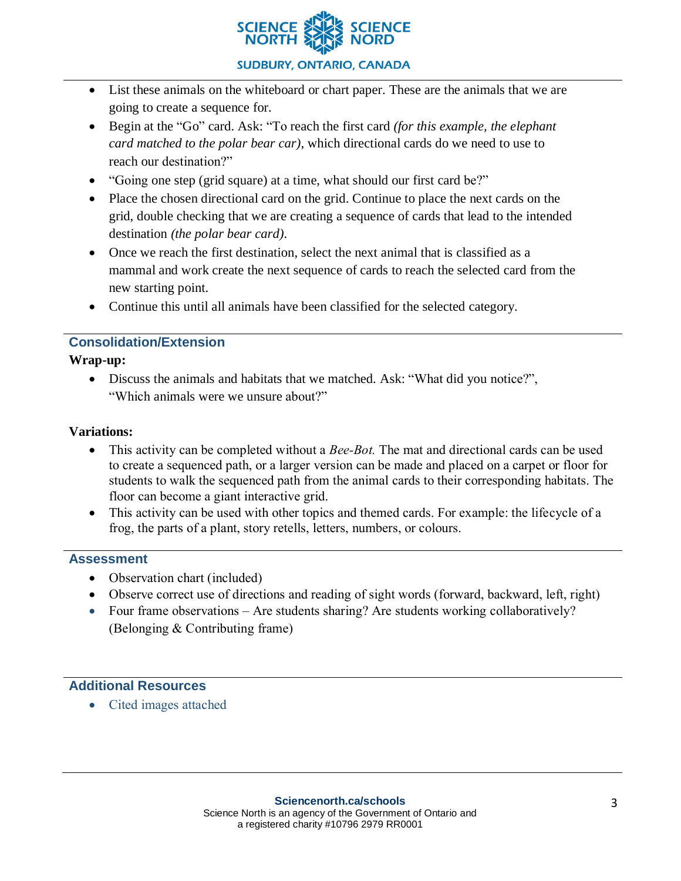- List these animals on the whiteboard or chart paper. These are the animals that we are going to create a sequence for.
- Begin at the "Go" card. Ask: "To reach the first card *(for this example, the elephant card matched to the polar bear car)*, which directional cards do we need to use to reach our destination?"
- "Going one step (grid square) at a time, what should our first card be?"
- Place the chosen directional card on the grid. Continue to place the next cards on the grid, double checking that we are creating a sequence of cards that lead to the intended destination *(the polar bear card)*.
- Once we reach the first destination, select the next animal that is classified as a mammal and work create the next sequence of cards to reach the selected card from the new starting point.
- Continue this until all animals have been classified for the selected category.

## Consolidation/Extension

**Wrap-up:**

- Discuss the animals and habitats that we matched. Ask: "What did you notice?", "Which animals were we unsure about?"

**Variations:**

- This activity can be completed without a *Bee-Bot.* The mat and directional cards can be used to create a sequenced path, or a larger version can be made and placed on a carpet or floor for students to walk the sequenced path from the animal cards to their corresponding habitats. The floor can become a giant interactive grid.
- This activity can be used with other topics and themed cards. For example: the lifecycle of a frog, the parts of a plant, story retells, letters, numbers, or colours.

## Assessment

- Observation chart (included)
- Observe correct use of directions and reading of sight words (forward, backward, left, right)
- Four frame observations – Are students sharing? Are students working collaboratively? (Belonging & Contributing frame)

## Additional Resources

- Cited images attached